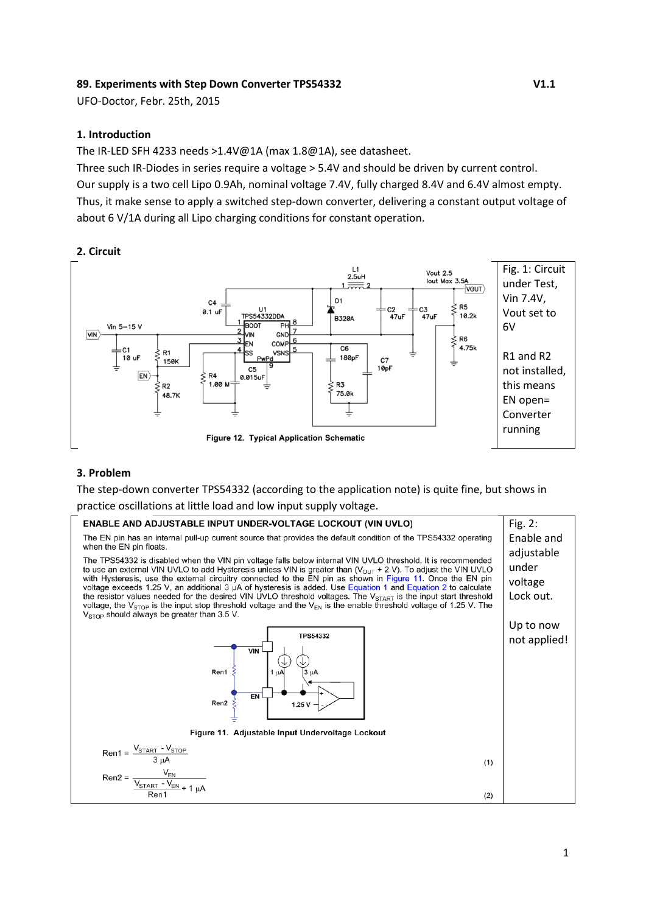**89. Experiments with Step Down Converter TPS54332** **V1.1**

UFO-Doctor, Febr. 25th, 2015

## 1. Introduction

The IR-LED SFH 4233 needs >1.4V@1A (max 1.8@1A), see datasheet.

Three such IR-Diodes in series require a voltage > 5.4V and should be driven by current control.

Our supply is a two cell Lipo 0.9Ah, nominal voltage 7.4V, fully charged 8.4V and 6.4V almost empty.

Thus, it make sense to apply a switched step-down converter, delivering a constant output voltage of about 6 V/1A during all Lipo charging conditions for constant operation.

## 2. Circuit

Figure 12. Typical Application Schematic

Fig. 1: Circuit under Test, Vin 7.4V, Vout set to 6V

R1 and R2 not installed, this means EN open= Converter running

## 3. Problem

The step-down converter TPS54332 (according to the application note) is quite fine, but shows in practice oscillations at little load and low input supply voltage.

**ENABLE AND ADJUSTABLE INPUT UNDER-VOLTAGE LOCKOUT (VIN UVLO)**

The EN pin has an internal pull-up current source that provides the default condition of the TPS54332 operating when the EN pin floats.

The TPS54332 is disabled when the VIN pin voltage falls below internal VIN UVLO threshold. It is recommended to use an external VIN UVLO to add Hysteresis unless VIN is greater than ($V_{OUT}$ + 2 V). To adjust the VIN UVLO with Hysteresis, use the external circuitry connected to the EN pin as shown in Figure 11. Once the EN pin voltage exceeds 1.25 V, an additional 3 µA of hysteresis is added. Use Equation 1 and Equation 2 to calculate the resistor values needed for the desired VIN UVLO threshold voltages. The $V_{START}$ is the input start threshold voltage, the $V_{STOP}$ is the input stop threshold voltage and the $V_{EN}$ is the enable threshold voltage of 1.25 V. The $V_{STOP}$ should always be greater than 3.5 V.

Figure 11. Adjustable Input Undervoltage Lockout

$$Ren1 = \frac{V_{START} - V_{STOP}}{3\ \mu A} \quad (1)$$

$$Ren2 = \frac{V_{EN}}{\frac{V_{START} - V_{EN}}{Ren1} + 1\ \mu A} \quad (2)$$

Fig. 2: Enable and adjustable under voltage Lock out.

Up to now not applied!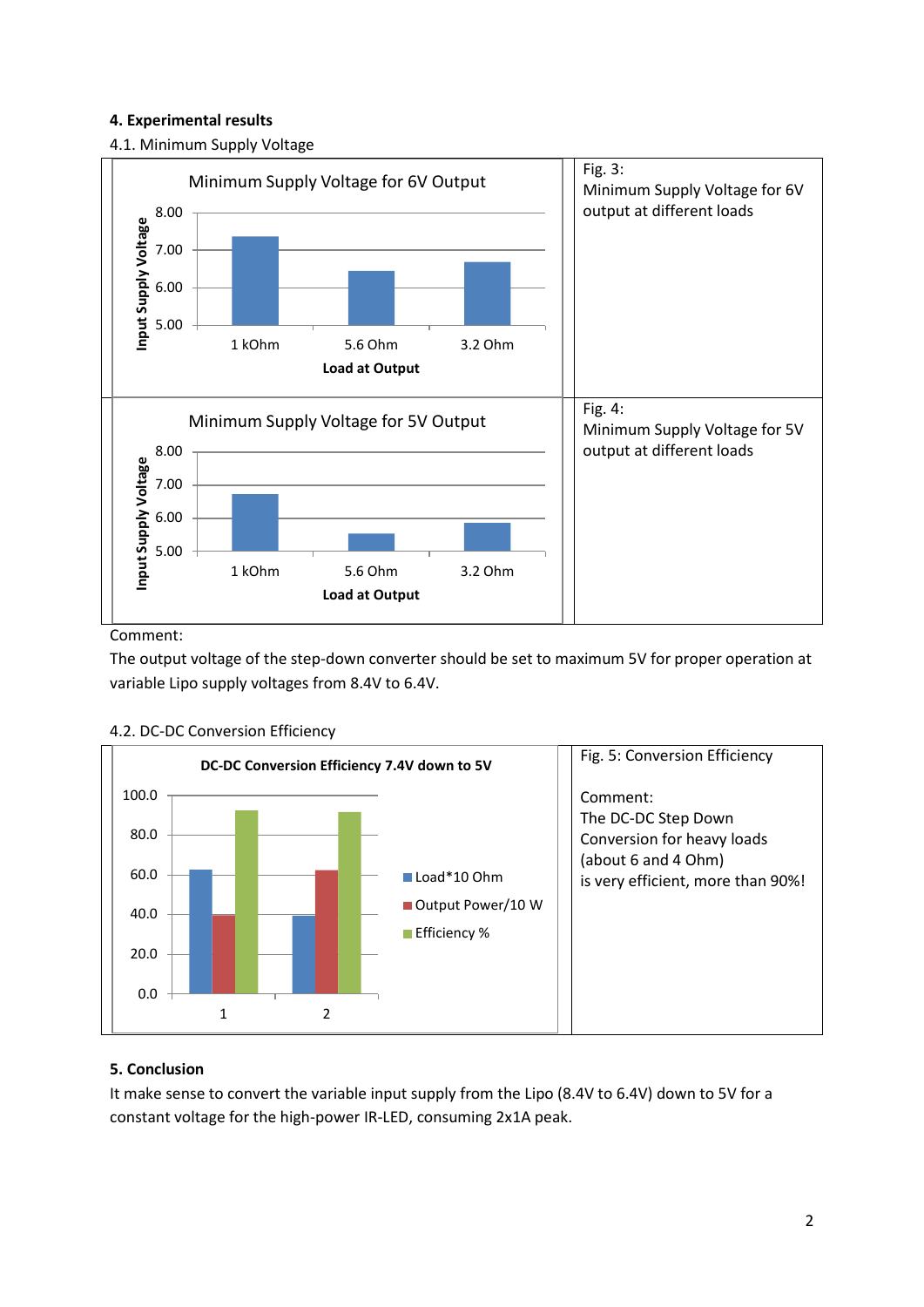## 4. Experimental results

### 4.1. Minimum Supply Voltage

Minimum Supply Voltage for 6V Output

Input Supply Voltage

8.00
7.00
6.00
5.00

1 kOhm
5.6 Ohm
3.2 Ohm

Load at Output

Fig. 3:
Minimum Supply Voltage for 6V output at different loads

Minimum Supply Voltage for 5V Output

Input Supply Voltage

8.00
7.00
6.00
5.00

1 kOhm
5.6 Ohm
3.2 Ohm

Load at Output

Fig. 4:
Minimum Supply Voltage for 5V output at different loads

Comment:
The output voltage of the step-down converter should be set to maximum 5V for proper operation at variable Lipo supply voltages from 8.4V to 6.4V.

### 4.2. DC-DC Conversion Efficiency

**DC-DC Conversion Efficiency 7.4V down to 5V**

100.0
80.0
60.0
40.0
20.0
0.0

1
2

Load*10 Ohm
Output Power/10 W
Efficiency %

Fig. 5: Conversion Efficiency

Comment:
The DC-DC Step Down Conversion for heavy loads (about 6 and 4 Ohm) is very efficient, more than 90%!

## 5. Conclusion

It make sense to convert the variable input supply from the Lipo (8.4V to 6.4V) down to 5V for a constant voltage for the high-power IR-LED, consuming 2x1A peak.